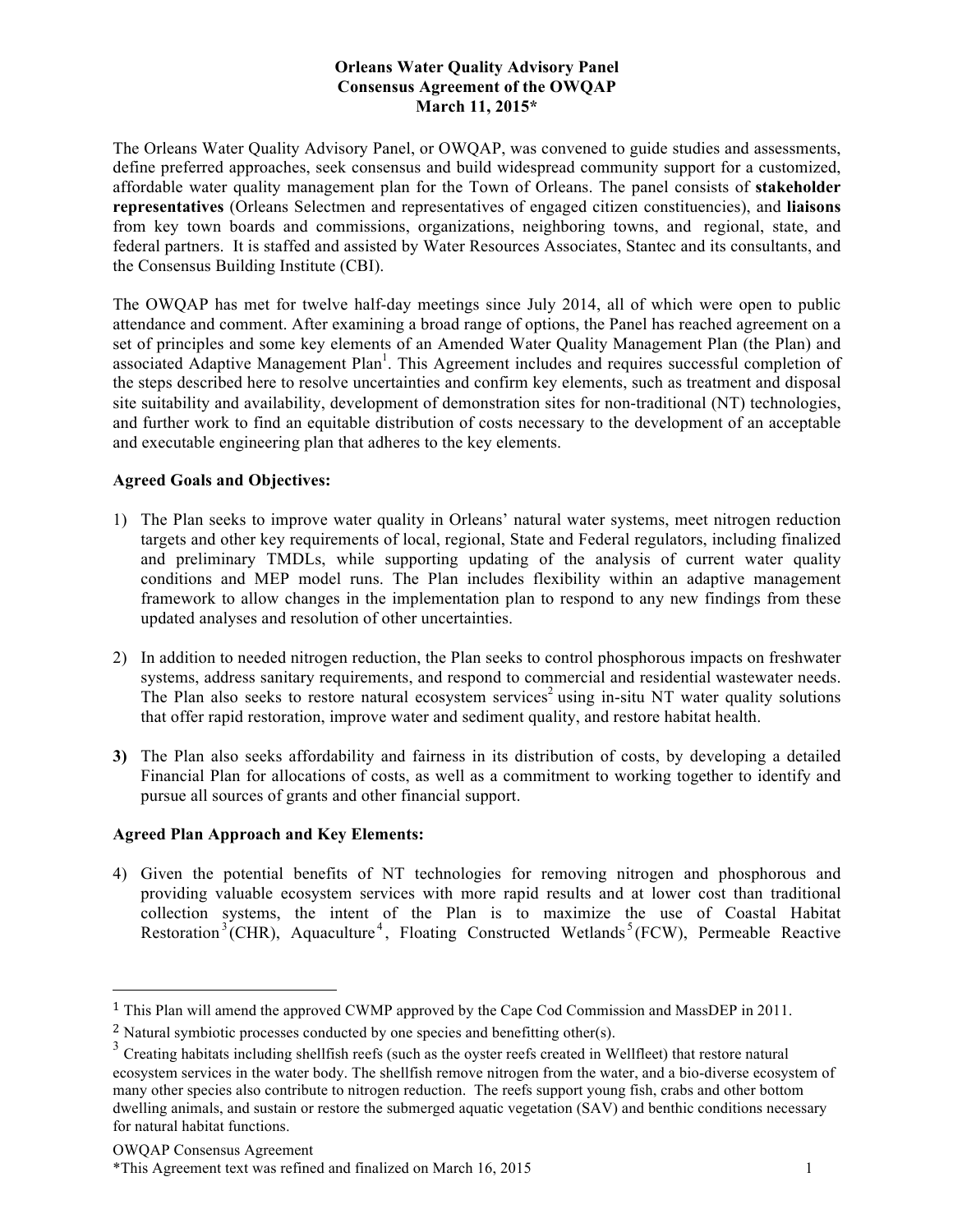**Orleans Water Quality Advisory Panel**
**Consensus Agreement of the OWQAP**
**March 11, 2015***

The Orleans Water Quality Advisory Panel, or OWQAP, was convened to guide studies and assessments, define preferred approaches, seek consensus and build widespread community support for a customized, affordable water quality management plan for the Town of Orleans. The panel consists of **stakeholder representatives** (Orleans Selectmen and representatives of engaged citizen constituencies), and **liaisons** from key town boards and commissions, organizations, neighboring towns, and regional, state, and federal partners. It is staffed and assisted by Water Resources Associates, Stantec and its consultants, and the Consensus Building Institute (CBI).

The OWQAP has met for twelve half-day meetings since July 2014, all of which were open to public attendance and comment. After examining a broad range of options, the Panel has reached agreement on a set of principles and some key elements of an Amended Water Quality Management Plan (the Plan) and associated Adaptive Management Plan[1]. This Agreement includes and requires successful completion of the steps described here to resolve uncertainties and confirm key elements, such as treatment and disposal site suitability and availability, development of demonstration sites for non-traditional (NT) technologies, and further work to find an equitable distribution of costs necessary to the development of an acceptable and executable engineering plan that adheres to the key elements.

**Agreed Goals and Objectives:**

1) The Plan seeks to improve water quality in Orleans' natural water systems, meet nitrogen reduction targets and other key requirements of local, regional, State and Federal regulators, including finalized and preliminary TMDLs, while supporting updating of the analysis of current water quality conditions and MEP model runs. The Plan includes flexibility within an adaptive management framework to allow changes in the implementation plan to respond to any new findings from these updated analyses and resolution of other uncertainties.

2) In addition to needed nitrogen reduction, the Plan seeks to control phosphorous impacts on freshwater systems, address sanitary requirements, and respond to commercial and residential wastewater needs. The Plan also seeks to restore natural ecosystem services[2] using in-situ NT water quality solutions that offer rapid restoration, improve water and sediment quality, and restore habitat health.

**3)** The Plan also seeks affordability and fairness in its distribution of costs, by developing a detailed Financial Plan for allocations of costs, as well as a commitment to working together to identify and pursue all sources of grants and other financial support.

**Agreed Plan Approach and Key Elements:**

4) Given the potential benefits of NT technologies for removing nitrogen and phosphorous and providing valuable ecosystem services with more rapid results and at lower cost than traditional collection systems, the intent of the Plan is to maximize the use of Coastal Habitat Restoration[3] (CHR), Aquaculture[4], Floating Constructed Wetlands[5] (FCW), Permeable Reactive

---

[1] This Plan will amend the approved CWMP approved by the Cape Cod Commission and MassDEP in 2011.

[2] Natural symbiotic processes conducted by one species and benefitting other(s).

[3] Creating habitats including shellfish reefs (such as the oyster reefs created in Wellfleet) that restore natural ecosystem services in the water body. The shellfish remove nitrogen from the water, and a bio-diverse ecosystem of many other species also contribute to nitrogen reduction. The reefs support young fish, crabs and other bottom dwelling animals, and sustain or restore the submerged aquatic vegetation (SAV) and benthic conditions necessary for natural habitat functions.

*This Agreement text was refined and finalized on March 16, 2015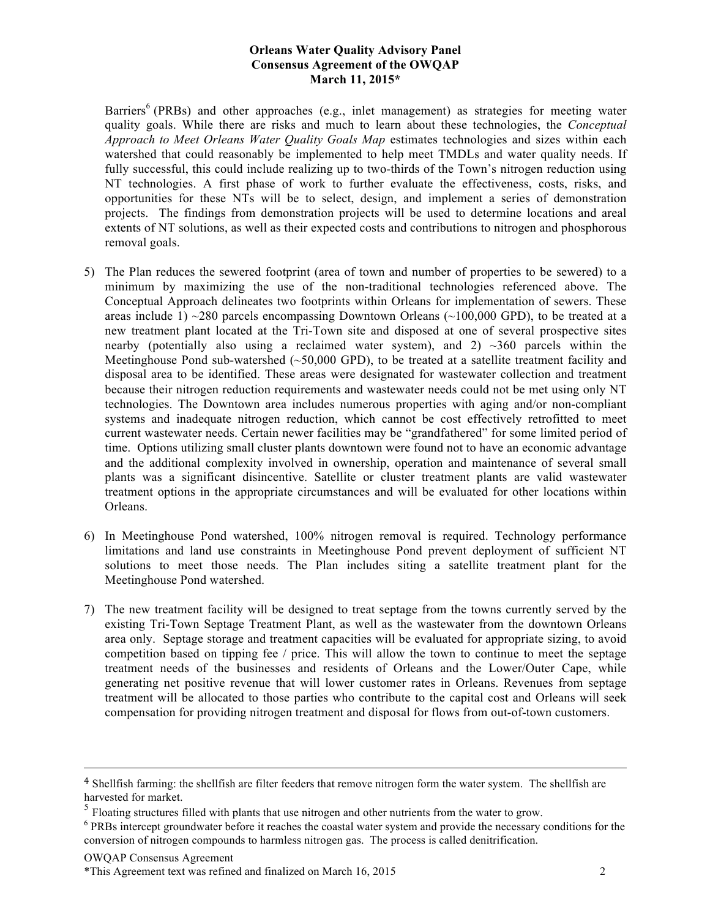Barriers[6] (PRBs) and other approaches (e.g., inlet management) as strategies for meeting water quality goals. While there are risks and much to learn about these technologies, the *Conceptual Approach to Meet Orleans Water Quality Goals Map* estimates technologies and sizes within each watershed that could reasonably be implemented to help meet TMDLs and water quality needs. If fully successful, this could include realizing up to two-thirds of the Town's nitrogen reduction using NT technologies. A first phase of work to further evaluate the effectiveness, costs, risks, and opportunities for these NTs will be to select, design, and implement a series of demonstration projects. The findings from demonstration projects will be used to determine locations and areal extents of NT solutions, as well as their expected costs and contributions to nitrogen and phosphorous removal goals.

5) The Plan reduces the sewered footprint (area of town and number of properties to be sewered) to a minimum by maximizing the use of the non-traditional technologies referenced above. The Conceptual Approach delineates two footprints within Orleans for implementation of sewers. These areas include 1) ~280 parcels encompassing Downtown Orleans (~100,000 GPD), to be treated at a new treatment plant located at the Tri-Town site and disposed at one of several prospective sites nearby (potentially also using a reclaimed water system), and 2) ~360 parcels within the Meetinghouse Pond sub-watershed (~50,000 GPD), to be treated at a satellite treatment facility and disposal area to be identified. These areas were designated for wastewater collection and treatment because their nitrogen reduction requirements and wastewater needs could not be met using only NT technologies. The Downtown area includes numerous properties with aging and/or non-compliant systems and inadequate nitrogen reduction, which cannot be cost effectively retrofitted to meet current wastewater needs. Certain newer facilities may be "grandfathered" for some limited period of time. Options utilizing small cluster plants downtown were found not to have an economic advantage and the additional complexity involved in ownership, operation and maintenance of several small plants was a significant disincentive. Satellite or cluster treatment plants are valid wastewater treatment options in the appropriate circumstances and will be evaluated for other locations within Orleans.

6) In Meetinghouse Pond watershed, 100% nitrogen removal is required. Technology performance limitations and land use constraints in Meetinghouse Pond prevent deployment of sufficient NT solutions to meet those needs. The Plan includes siting a satellite treatment plant for the Meetinghouse Pond watershed.

7) The new treatment facility will be designed to treat septage from the towns currently served by the existing Tri-Town Septage Treatment Plant, as well as the wastewater from the downtown Orleans area only. Septage storage and treatment capacities will be evaluated for appropriate sizing, to avoid competition based on tipping fee / price. This will allow the town to continue to meet the septage treatment needs of the businesses and residents of Orleans and the Lower/Outer Cape, while generating net positive revenue that will lower customer rates in Orleans. Revenues from septage treatment will be allocated to those parties who contribute to the capital cost and Orleans will seek compensation for providing nitrogen treatment and disposal for flows from out-of-town customers.

---

[4] Shellfish farming: the shellfish are filter feeders that remove nitrogen form the water system. The shellfish are harvested for market.

[5] Floating structures filled with plants that use nitrogen and other nutrients from the water to grow.

[6] PRBs intercept groundwater before it reaches the coastal water system and provide the necessary conditions for the conversion of nitrogen compounds to harmless nitrogen gas. The process is called denitrification.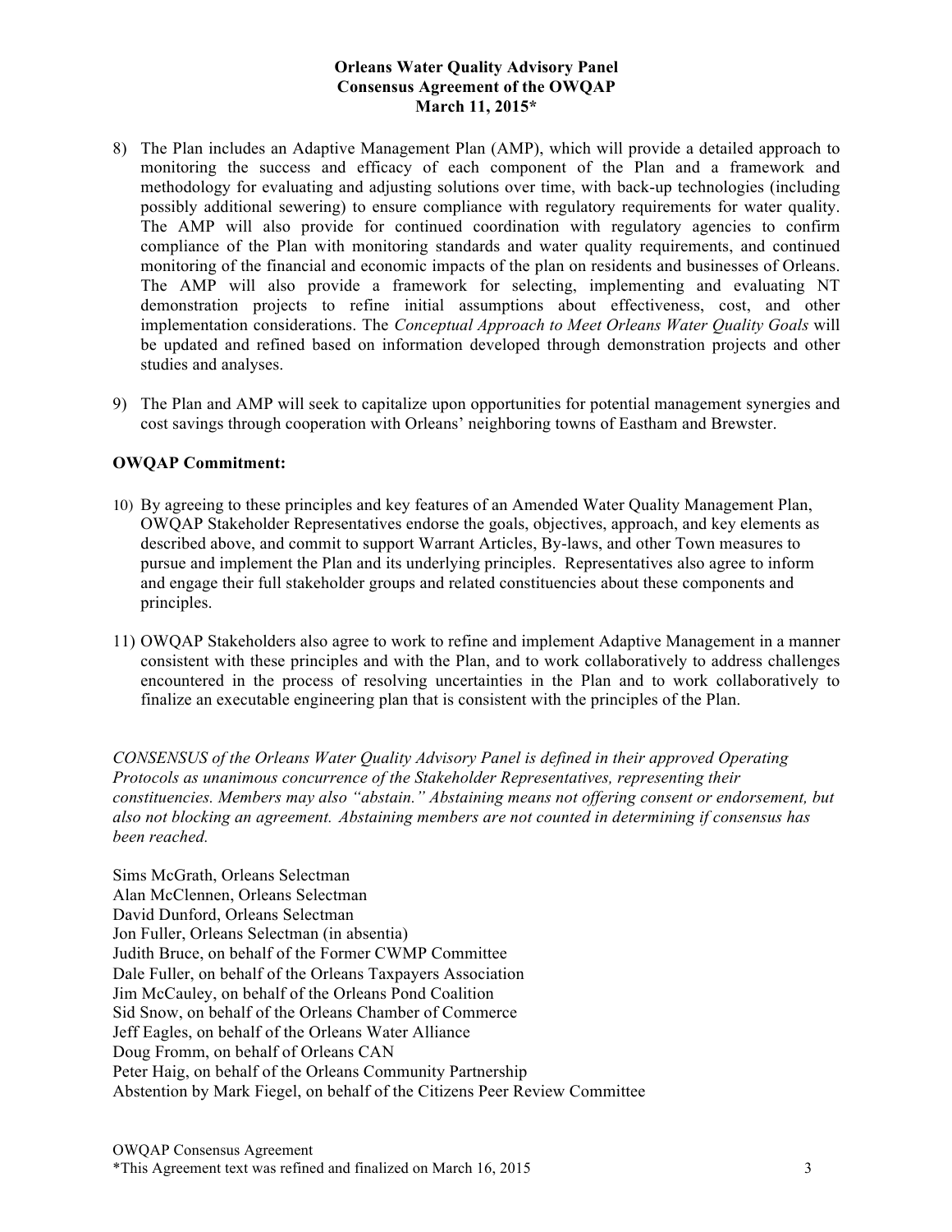8) The Plan includes an Adaptive Management Plan (AMP), which will provide a detailed approach to monitoring the success and efficacy of each component of the Plan and a framework and methodology for evaluating and adjusting solutions over time, with back-up technologies (including possibly additional sewering) to ensure compliance with regulatory requirements for water quality. The AMP will also provide for continued coordination with regulatory agencies to confirm compliance of the Plan with monitoring standards and water quality requirements, and continued monitoring of the financial and economic impacts of the plan on residents and businesses of Orleans. The AMP will also provide a framework for selecting, implementing and evaluating NT demonstration projects to refine initial assumptions about effectiveness, cost, and other implementation considerations. The *Conceptual Approach to Meet Orleans Water Quality Goals* will be updated and refined based on information developed through demonstration projects and other studies and analyses.

9) The Plan and AMP will seek to capitalize upon opportunities for potential management synergies and cost savings through cooperation with Orleans' neighboring towns of Eastham and Brewster.

**OWQAP Commitment:**

10) By agreeing to these principles and key features of an Amended Water Quality Management Plan, OWQAP Stakeholder Representatives endorse the goals, objectives, approach, and key elements as described above, and commit to support Warrant Articles, By-laws, and other Town measures to pursue and implement the Plan and its underlying principles. Representatives also agree to inform and engage their full stakeholder groups and related constituencies about these components and principles.

11) OWQAP Stakeholders also agree to work to refine and implement Adaptive Management in a manner consistent with these principles and with the Plan, and to work collaboratively to address challenges encountered in the process of resolving uncertainties in the Plan and to work collaboratively to finalize an executable engineering plan that is consistent with the principles of the Plan.

*CONSENSUS of the Orleans Water Quality Advisory Panel is defined in their approved Operating Protocols as unanimous concurrence of the Stakeholder Representatives, representing their constituencies. Members may also "abstain." Abstaining means not offering consent or endorsement, but also not blocking an agreement. Abstaining members are not counted in determining if consensus has been reached.*

Sims McGrath, Orleans Selectman
Alan McClennen, Orleans Selectman
David Dunford, Orleans Selectman
Jon Fuller, Orleans Selectman (in absentia)
Judith Bruce, on behalf of the Former CWMP Committee
Dale Fuller, on behalf of the Orleans Taxpayers Association
Jim McCauley, on behalf of the Orleans Pond Coalition
Sid Snow, on behalf of the Orleans Chamber of Commerce
Jeff Eagles, on behalf of the Orleans Water Alliance
Doug Fromm, on behalf of Orleans CAN
Peter Haig, on behalf of the Orleans Community Partnership
Abstention by Mark Fiegel, on behalf of the Citizens Peer Review Committee

*This Agreement text was refined and finalized on March 16, 2015